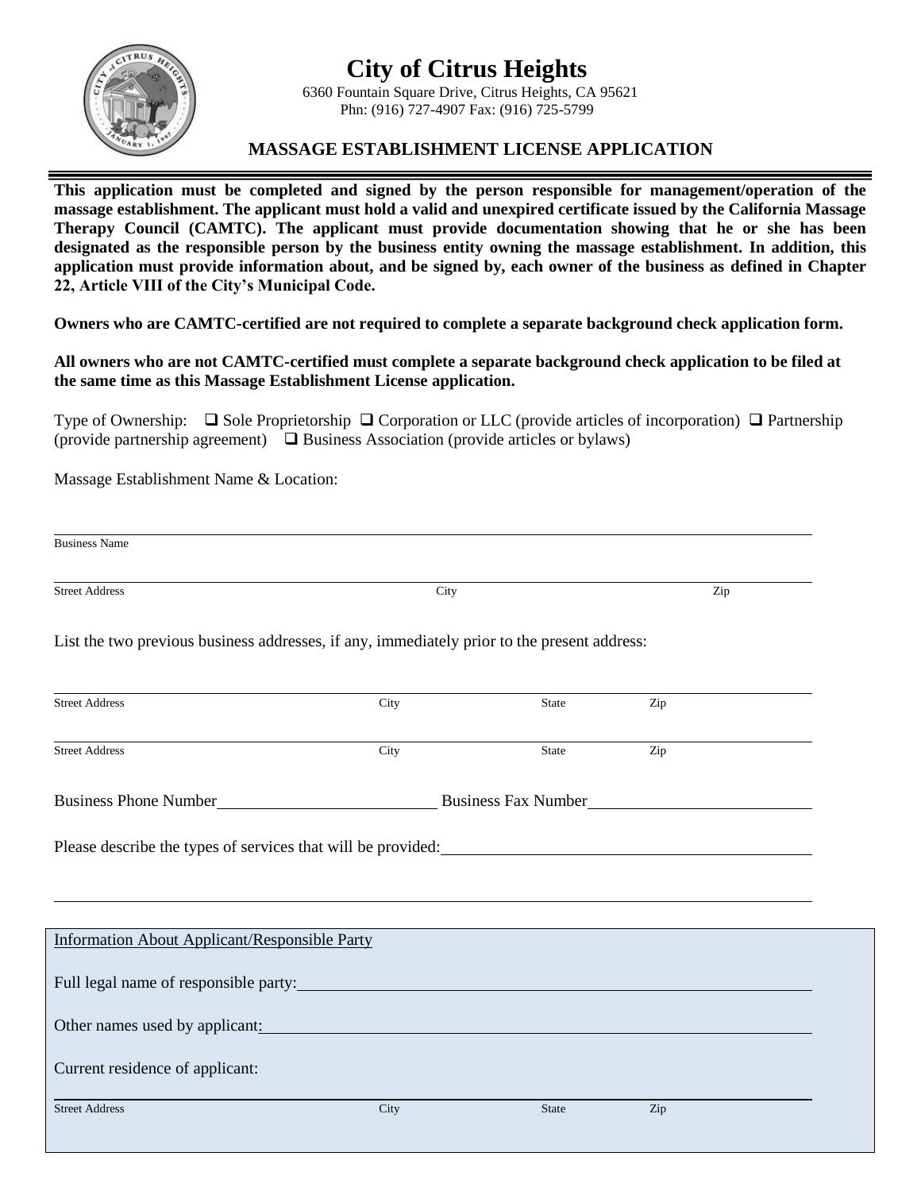# City of Citrus Heights

6360 Fountain Square Drive, Citrus Heights, CA 95621
Phn: (916) 727-4907 Fax: (916) 725-5799

## MASSAGE ESTABLISHMENT LICENSE APPLICATION

**This application must be completed and signed by the person responsible for management/operation of the massage establishment. The applicant must hold a valid and unexpired certificate issued by the California Massage Therapy Council (CAMTC). The applicant must provide documentation showing that he or she has been designated as the responsible person by the business entity owning the massage establishment. In addition, this application must provide information about, and be signed by, each owner of the business as defined in Chapter 22, Article VIII of the City's Municipal Code.**

**Owners who are CAMTC-certified are not required to complete a separate background check application form.**

**All owners who are not CAMTC-certified must complete a separate background check application to be filed at the same time as this Massage Establishment License application.**

Type of Ownership: ❑ Sole Proprietorship ❑ Corporation or LLC (provide articles of incorporation) ❑ Partnership (provide partnership agreement) ❑ Business Association (provide articles or bylaws)

Massage Establishment Name & Location:

______________________________________________
Business Name

______________________________________________
Street Address City Zip

List the two previous business addresses, if any, immediately prior to the present address:

______________________________________________
Street Address City State Zip

______________________________________________
Street Address City State Zip

Business Phone Number______________________ Business Fax Number______________________

Please describe the types of services that will be provided:______________________

______________________________________________

Information About Applicant/Responsible Party

Full legal name of responsible party:______________________

Other names used by applicant:______________________

Current residence of applicant:

______________________________________________
Street Address City State Zip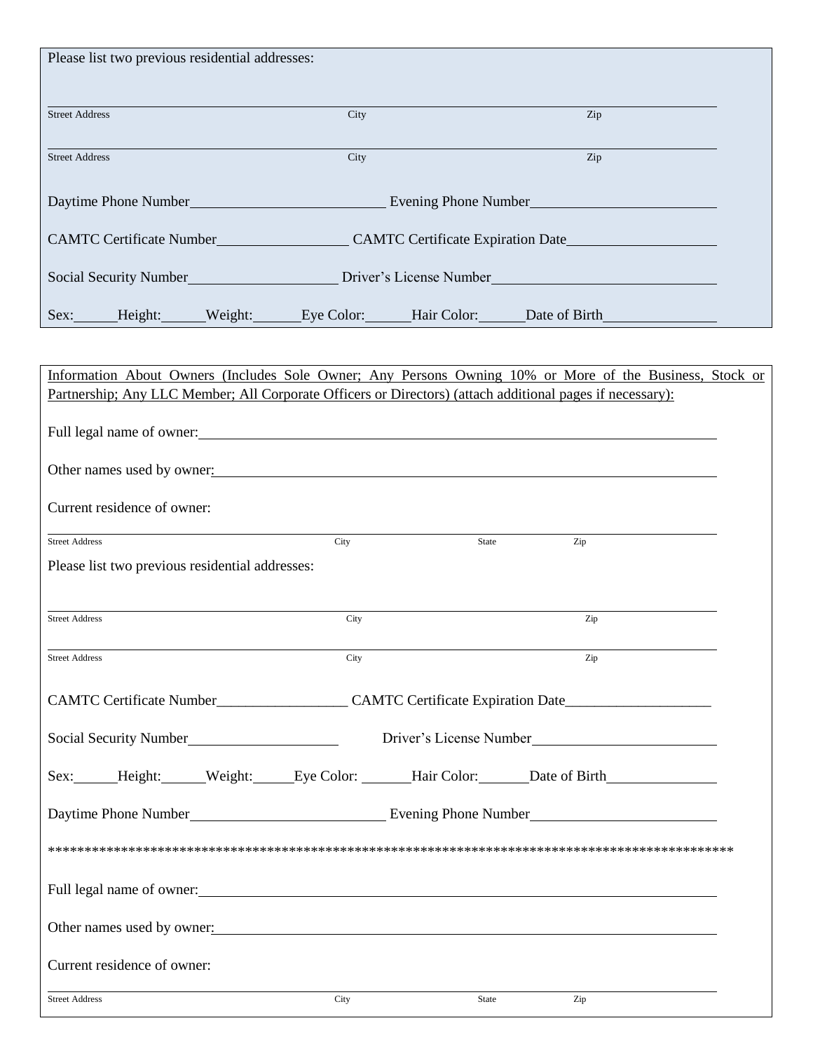Please list two previous residential addresses:

\_\_\_\_\_\_\_\_\_\_\_\_\_\_\_\_\_\_\_\_\_\_\_\_\_\_\_\_\_\_\_\_\_\_\_\_\_\_\_\_\_\_\_\_\_\_\_\_\_\_\_\_\_\_\_\_\_\_\_\_\_\_\_\_\_\_\_\_\_\_\_\_

Street Address City Zip

\_\_\_\_\_\_\_\_\_\_\_\_\_\_\_\_\_\_\_\_\_\_\_\_\_\_\_\_\_\_\_\_\_\_\_\_\_\_\_\_\_\_\_\_\_\_\_\_\_\_\_\_\_\_\_\_\_\_\_\_\_\_\_\_\_\_\_\_\_\_\_\_

Street Address City Zip

Daytime Phone Number\_\_\_\_\_\_\_\_\_\_\_\_\_\_\_\_\_\_\_\_\_\_\_\_\_\_ Evening Phone Number\_\_\_\_\_\_\_\_\_\_\_\_\_\_\_\_\_\_\_\_\_\_\_\_\_

CAMTC Certificate Number\_\_\_\_\_\_\_\_\_\_\_\_\_\_\_\_\_\_ CAMTC Certificate Expiration Date\_\_\_\_\_\_\_\_\_\_\_\_\_\_\_\_\_\_\_\_

Social Security Number\_\_\_\_\_\_\_\_\_\_\_\_\_\_\_\_\_\_\_\_ Driver's License Number\_\_\_\_\_\_\_\_\_\_\_\_\_\_\_\_\_\_\_\_\_\_\_\_\_\_\_\_\_\_

Sex:\_\_\_\_\_\_Height:\_\_\_\_\_\_Weight:\_\_\_\_\_\_Eye Color:\_\_\_\_\_\_Hair Color:\_\_\_\_\_\_Date of Birth\_\_\_\_\_\_\_\_\_\_\_\_\_\_\_\_

---

<u>Information About Owners (Includes Sole Owner; Any Persons Owning 10% or More of the Business, Stock or Partnership; Any LLC Member; All Corporate Officers or Directors) (attach additional pages if necessary):</u>

Full legal name of owner:\_\_\_\_\_\_\_\_\_\_\_\_\_\_\_\_\_\_\_\_\_\_\_\_\_\_\_\_\_\_\_\_\_\_\_\_\_\_\_\_\_\_\_\_\_\_\_\_\_\_\_\_\_\_\_\_\_\_\_\_\_\_\_\_\_\_\_\_\_\_\_\_

Other names used by owner:\_\_\_\_\_\_\_\_\_\_\_\_\_\_\_\_\_\_\_\_\_\_\_\_\_\_\_\_\_\_\_\_\_\_\_\_\_\_\_\_\_\_\_\_\_\_\_\_\_\_\_\_\_\_\_\_\_\_\_\_\_\_\_\_\_\_\_\_\_\_

Current residence of owner:

\_\_\_\_\_\_\_\_\_\_\_\_\_\_\_\_\_\_\_\_\_\_\_\_\_\_\_\_\_\_\_\_\_\_\_\_\_\_\_\_\_\_\_\_\_\_\_\_\_\_\_\_\_\_\_\_\_\_\_\_\_\_\_\_\_\_\_\_\_\_\_\_

Street Address City State Zip

Please list two previous residential addresses:

\_\_\_\_\_\_\_\_\_\_\_\_\_\_\_\_\_\_\_\_\_\_\_\_\_\_\_\_\_\_\_\_\_\_\_\_\_\_\_\_\_\_\_\_\_\_\_\_\_\_\_\_\_\_\_\_\_\_\_\_\_\_\_\_\_\_\_\_\_\_\_\_

Street Address City Zip

\_\_\_\_\_\_\_\_\_\_\_\_\_\_\_\_\_\_\_\_\_\_\_\_\_\_\_\_\_\_\_\_\_\_\_\_\_\_\_\_\_\_\_\_\_\_\_\_\_\_\_\_\_\_\_\_\_\_\_\_\_\_\_\_\_\_\_\_\_\_\_\_

Street Address City Zip

CAMTC Certificate Number\_\_\_\_\_\_\_\_\_\_\_\_\_\_\_\_\_\_ CAMTC Certificate Expiration Date\_\_\_\_\_\_\_\_\_\_\_\_\_\_\_\_\_\_\_\_

Social Security Number\_\_\_\_\_\_\_\_\_\_\_\_\_\_\_\_\_\_\_\_\_ Driver's License Number\_\_\_\_\_\_\_\_\_\_\_\_\_\_\_\_\_\_\_\_\_\_\_\_\_\_

Sex:\_\_\_\_\_\_Height:\_\_\_\_\_\_Weight:\_\_\_\_\_Eye Color: \_\_\_\_\_\_\_Hair Color:\_\_\_\_\_\_\_Date of Birth\_\_\_\_\_\_\_\_\_\_\_\_\_\_\_\_

Daytime Phone Number\_\_\_\_\_\_\_\_\_\_\_\_\_\_\_\_\_\_\_\_\_\_\_\_\_\_ Evening Phone Number\_\_\_\_\_\_\_\_\_\_\_\_\_\_\_\_\_\_\_\_\_\_\_\_\_

***********************************************************************************************

Full legal name of owner:\_\_\_\_\_\_\_\_\_\_\_\_\_\_\_\_\_\_\_\_\_\_\_\_\_\_\_\_\_\_\_\_\_\_\_\_\_\_\_\_\_\_\_\_\_\_\_\_\_\_\_\_\_\_\_\_\_\_\_\_\_\_\_\_\_\_\_\_\_\_\_\_

Other names used by owner:\_\_\_\_\_\_\_\_\_\_\_\_\_\_\_\_\_\_\_\_\_\_\_\_\_\_\_\_\_\_\_\_\_\_\_\_\_\_\_\_\_\_\_\_\_\_\_\_\_\_\_\_\_\_\_\_\_\_\_\_\_\_\_\_\_\_\_\_\_\_

Current residence of owner:

\_\_\_\_\_\_\_\_\_\_\_\_\_\_\_\_\_\_\_\_\_\_\_\_\_\_\_\_\_\_\_\_\_\_\_\_\_\_\_\_\_\_\_\_\_\_\_\_\_\_\_\_\_\_\_\_\_\_\_\_\_\_\_\_\_\_\_\_\_\_\_\_

Street Address City State Zip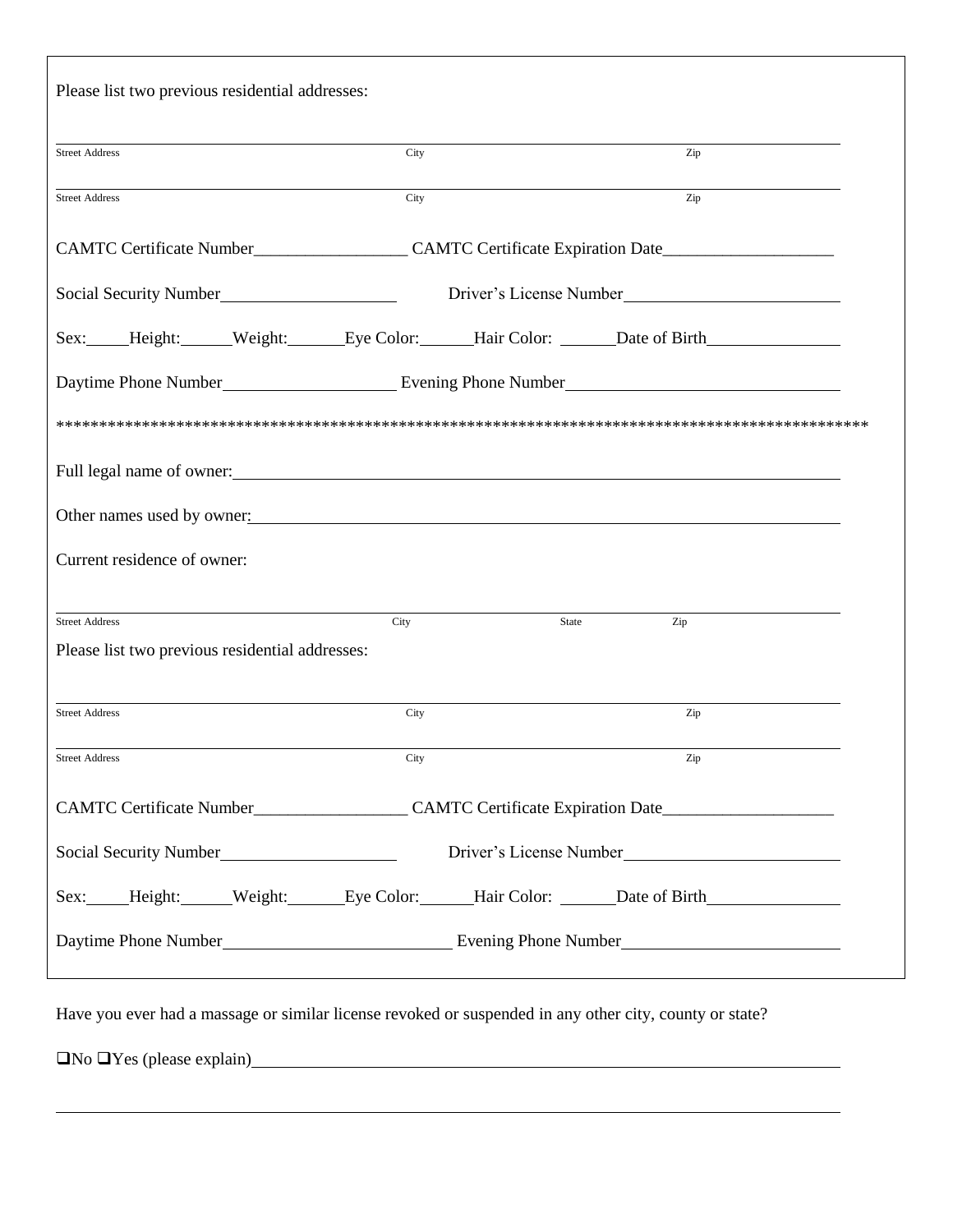Please list two previous residential addresses:

______________________________________________________________________________
Street Address                                        City                                        Zip

______________________________________________________________________________
Street Address                                        City                                        Zip

CAMTC Certificate Number__________________ CAMTC Certificate Expiration Date____________________

Social Security Number____________________ Driver's License Number_________________________

Sex:_____Height:______Weight:_______Eye Color:______Hair Color: ______Date of Birth________________

Daytime Phone Number____________________ Evening Phone Number______________________________

**************************************************************************************************

Full legal name of owner:______________________________________________________________

Other names used by owner:_____________________________________________________________

Current residence of owner:

______________________________________________________________________________
Street Address                                        City                        State                Zip

Please list two previous residential addresses:

______________________________________________________________________________
Street Address                                        City                                        Zip

______________________________________________________________________________
Street Address                                        City                                        Zip

CAMTC Certificate Number__________________ CAMTC Certificate Expiration Date____________________

Social Security Number____________________ Driver's License Number_________________________

Sex:_____Height:______Weight:_______Eye Color:______Hair Color: ______Date of Birth________________

Daytime Phone Number__________________________ Evening Phone Number________________________

Have you ever had a massage or similar license revoked or suspended in any other city, county or state?

☐No ☐Yes (please explain)_______________________________________________________________

______________________________________________________________________________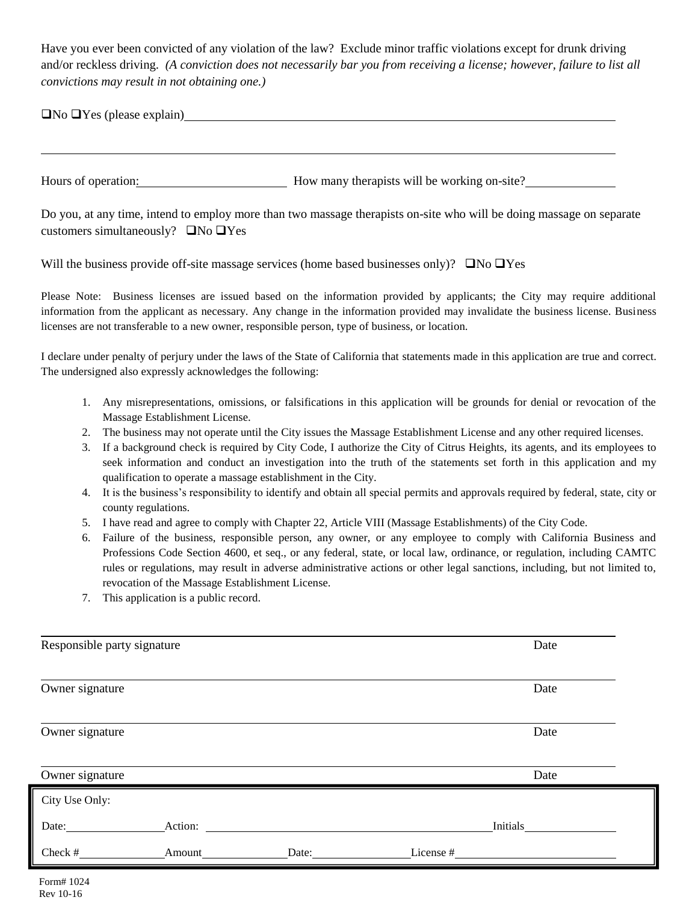Have you ever been convicted of any violation of the law? Exclude minor traffic violations except for drunk driving and/or reckless driving. *(A conviction does not necessarily bar you from receiving a license; however, failure to list all convictions may result in not obtaining one.)*

❑No ❑Yes (please explain)\_\_\_\_\_\_\_\_\_\_\_\_\_\_\_\_\_\_\_\_\_\_\_\_\_\_\_\_\_\_\_\_\_\_\_\_\_\_\_\_\_\_\_\_\_\_\_\_\_\_\_\_\_\_

\_\_\_\_\_\_\_\_\_\_\_\_\_\_\_\_\_\_\_\_\_\_\_\_\_\_\_\_\_\_\_\_\_\_\_\_\_\_\_\_\_\_\_\_\_\_\_\_\_\_\_\_\_\_\_\_\_\_\_\_\_\_\_\_\_\_\_\_\_\_

Hours of operation:\_\_\_\_\_\_\_\_\_\_\_\_\_\_\_\_\_\_\_\_ How many therapists will be working on-site?\_\_\_\_\_\_\_\_\_\_\_\_

Do you, at any time, intend to employ more than two massage therapists on-site who will be doing massage on separate customers simultaneously? ❑No ❑Yes

Will the business provide off-site massage services (home based businesses only)? ❑No ❑Yes

Please Note: Business licenses are issued based on the information provided by applicants; the City may require additional information from the applicant as necessary. Any change in the information provided may invalidate the business license. Business licenses are not transferable to a new owner, responsible person, type of business, or location.

I declare under penalty of perjury under the laws of the State of California that statements made in this application are true and correct. The undersigned also expressly acknowledges the following:

1. Any misrepresentations, omissions, or falsifications in this application will be grounds for denial or revocation of the Massage Establishment License.
2. The business may not operate until the City issues the Massage Establishment License and any other required licenses.
3. If a background check is required by City Code, I authorize the City of Citrus Heights, its agents, and its employees to seek information and conduct an investigation into the truth of the statements set forth in this application and my qualification to operate a massage establishment in the City.
4. It is the business's responsibility to identify and obtain all special permits and approvals required by federal, state, city or county regulations.
5. I have read and agree to comply with Chapter 22, Article VIII (Massage Establishments) of the City Code.
6. Failure of the business, responsible person, any owner, or any employee to comply with California Business and Professions Code Section 4600, et seq., or any federal, state, or local law, ordinance, or regulation, including CAMTC rules or regulations, may result in adverse administrative actions or other legal sanctions, including, but not limited to, revocation of the Massage Establishment License.
7. This application is a public record.

\_\_\_\_\_\_\_\_\_\_\_\_\_\_\_\_\_\_\_\_\_\_\_\_\_\_\_\_\_\_\_\_\_\_\_\_\_\_\_\_\_\_\_\_\_\_\_\_\_\_\_\_\_\_\_\_\_\_\_\_\_\_\_\_\_\_\_\_\_\_

Responsible party signature　　　　　　　　　　　　　　　　　　　　Date

\_\_\_\_\_\_\_\_\_\_\_\_\_\_\_\_\_\_\_\_\_\_\_\_\_\_\_\_\_\_\_\_\_\_\_\_\_\_\_\_\_\_\_\_\_\_\_\_\_\_\_\_\_\_\_\_\_\_\_\_\_\_\_\_\_\_\_\_\_\_

Owner signature　　　　　　　　　　　　　　　　　　　　　　　　　Date

\_\_\_\_\_\_\_\_\_\_\_\_\_\_\_\_\_\_\_\_\_\_\_\_\_\_\_\_\_\_\_\_\_\_\_\_\_\_\_\_\_\_\_\_\_\_\_\_\_\_\_\_\_\_\_\_\_\_\_\_\_\_\_\_\_\_\_\_\_\_

Owner signature　　　　　　　　　　　　　　　　　　　　　　　　　Date

\_\_\_\_\_\_\_\_\_\_\_\_\_\_\_\_\_\_\_\_\_\_\_\_\_\_\_\_\_\_\_\_\_\_\_\_\_\_\_\_\_\_\_\_\_\_\_\_\_\_\_\_\_\_\_\_\_\_\_\_\_\_\_\_\_\_\_\_\_\_

Owner signature　　　　　　　　　　　　　　　　　　　　　　　　　Date

City Use Only:

Date:\_\_\_\_\_\_\_\_\_\_\_\_ Action: \_\_\_\_\_\_\_\_\_\_\_\_\_\_\_\_\_\_\_\_\_\_\_\_\_\_\_\_\_\_\_\_\_\_\_\_ Initials\_\_\_\_\_\_\_\_\_\_\_\_

Check #\_\_\_\_\_\_\_\_\_\_\_\_ Amount\_\_\_\_\_\_\_\_\_\_\_\_ Date:\_\_\_\_\_\_\_\_\_\_\_\_ License #\_\_\_\_\_\_\_\_\_\_\_\_\_\_\_\_\_\_\_\_

Form# 1024
Rev 10-16